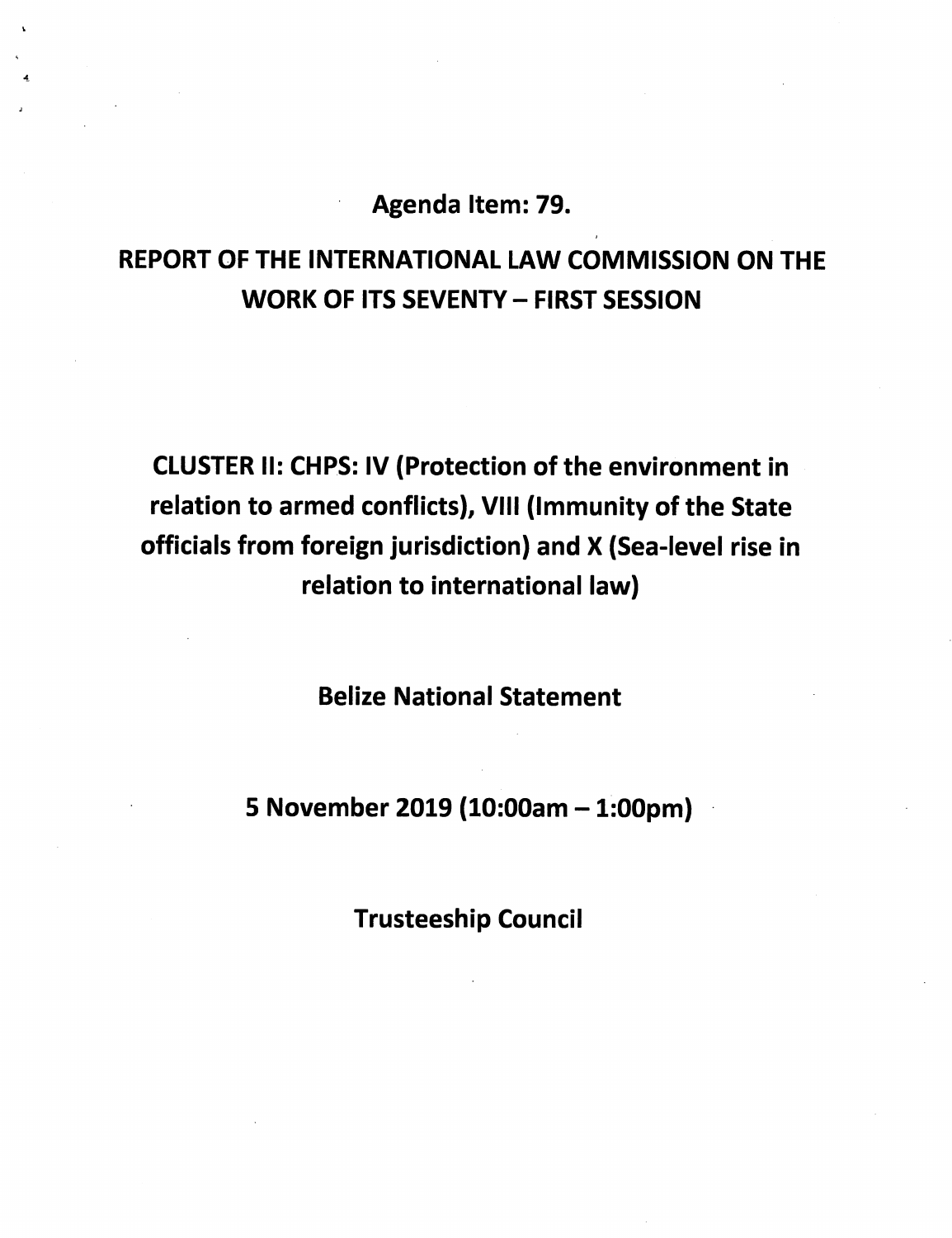**Agenda Item: 79.**

# REPORT OF THE INTERNATIONAL LAW COMMISSION ON THE WORK OF ITS SEVENTY – FIRST SESSION

## CLUSTER II: CHPS: IV (Protection of the environment in relation to armed conflicts), VIII (Immunity of the State officials from foreign jurisdiction) and X (Sea-level rise in relation to international law)

**Belize National Statement**

**5 November 2019 (10:00am – 1:00pm)**

**Trusteeship Council**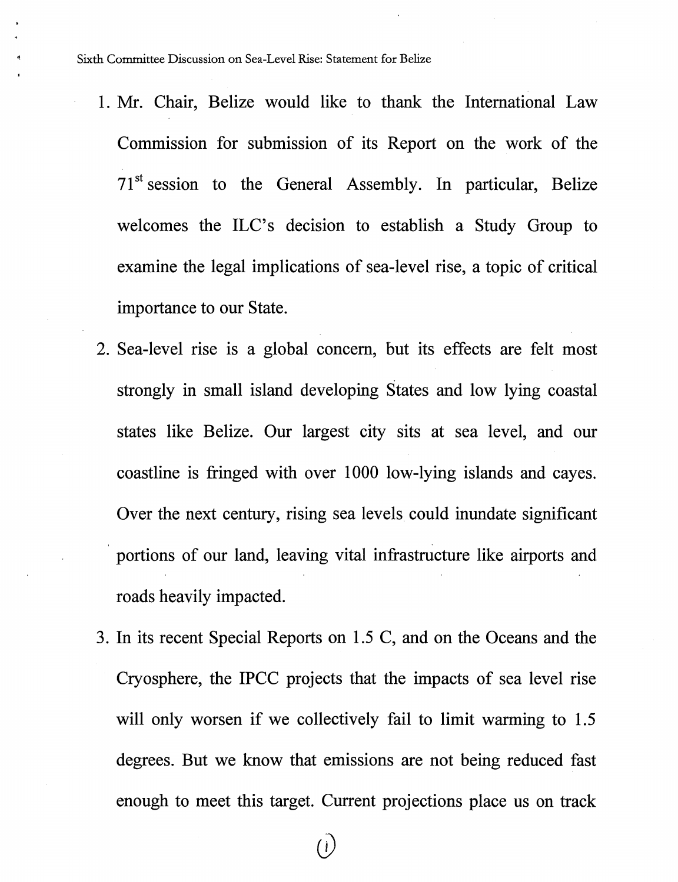1. Mr. Chair, Belize would like to thank the International Law Commission for submission of its Report on the work of the 71st session to the General Assembly. In particular, Belize welcomes the ILC's decision to establish a Study Group to examine the legal implications of sea-level rise, a topic of critical importance to our State.

2. Sea-level rise is a global concern, but its effects are felt most strongly in small island developing States and low lying coastal states like Belize. Our largest city sits at sea level, and our coastline is fringed with over 1000 low-lying islands and cayes. Over the next century, rising sea levels could inundate significant portions of our land, leaving vital infrastructure like airports and roads heavily impacted.

3. In its recent Special Reports on 1.5 C, and on the Oceans and the Cryosphere, the IPCC projects that the impacts of sea level rise will only worsen if we collectively fail to limit warming to 1.5 degrees. But we know that emissions are not being reduced fast enough to meet this target. Current projections place us on track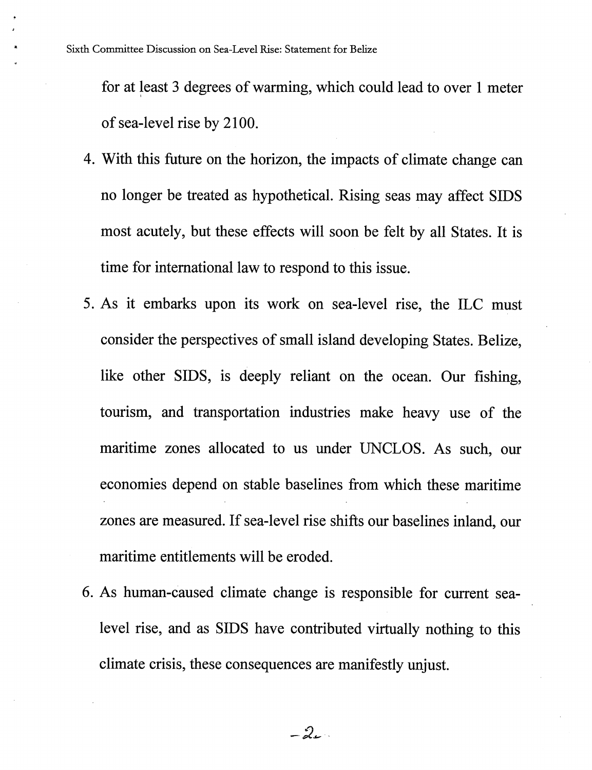for at least 3 degrees of warming, which could lead to over 1 meter of sea-level rise by 2100.

4. With this future on the horizon, the impacts of climate change can no longer be treated as hypothetical. Rising seas may affect SIDS most acutely, but these effects will soon be felt by all States. It is time for international law to respond to this issue.

5. As it embarks upon its work on sea-level rise, the ILC must consider the perspectives of small island developing States. Belize, like other SIDS, is deeply reliant on the ocean. Our fishing, tourism, and transportation industries make heavy use of the maritime zones allocated to us under UNCLOS. As such, our economies depend on stable baselines from which these maritime zones are measured. If sea-level rise shifts our baselines inland, our maritime entitlements will be eroded.

6. As human-caused climate change is responsible for current sea-level rise, and as SIDS have contributed virtually nothing to this climate crisis, these consequences are manifestly unjust.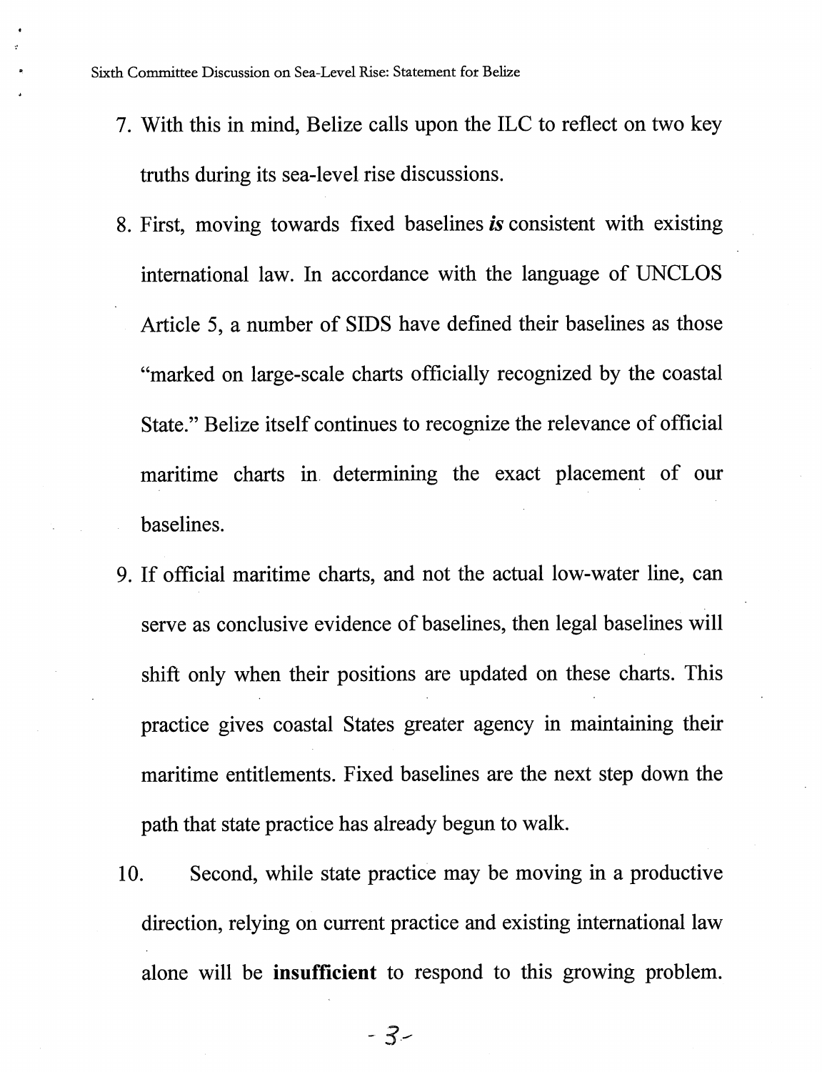7. With this in mind, Belize calls upon the ILC to reflect on two key truths during its sea-level rise discussions.

8. First, moving towards fixed baselines ***is*** consistent with existing international law. In accordance with the language of UNCLOS Article 5, a number of SIDS have defined their baselines as those "marked on large-scale charts officially recognized by the coastal State." Belize itself continues to recognize the relevance of official maritime charts in determining the exact placement of our baselines.

9. If official maritime charts, and not the actual low-water line, can serve as conclusive evidence of baselines, then legal baselines will shift only when their positions are updated on these charts. This practice gives coastal States greater agency in maintaining their maritime entitlements. Fixed baselines are the next step down the path that state practice has already begun to walk.

10. Second, while state practice may be moving in a productive direction, relying on current practice and existing international law alone will be **insufficient** to respond to this growing problem.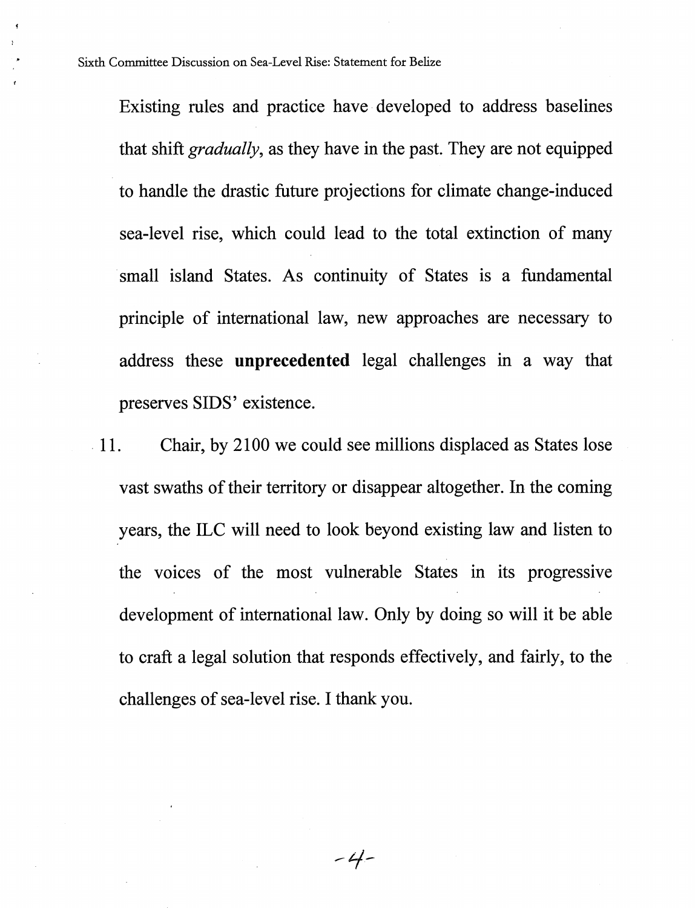Existing rules and practice have developed to address baselines that shift *gradually*, as they have in the past. They are not equipped to handle the drastic future projections for climate change-induced sea-level rise, which could lead to the total extinction of many small island States. As continuity of States is a fundamental principle of international law, new approaches are necessary to address these **unprecedented** legal challenges in a way that preserves SIDS' existence.

11. Chair, by 2100 we could see millions displaced as States lose vast swaths of their territory or disappear altogether. In the coming years, the ILC will need to look beyond existing law and listen to the voices of the most vulnerable States in its progressive development of international law. Only by doing so will it be able to craft a legal solution that responds effectively, and fairly, to the challenges of sea-level rise. I thank you.